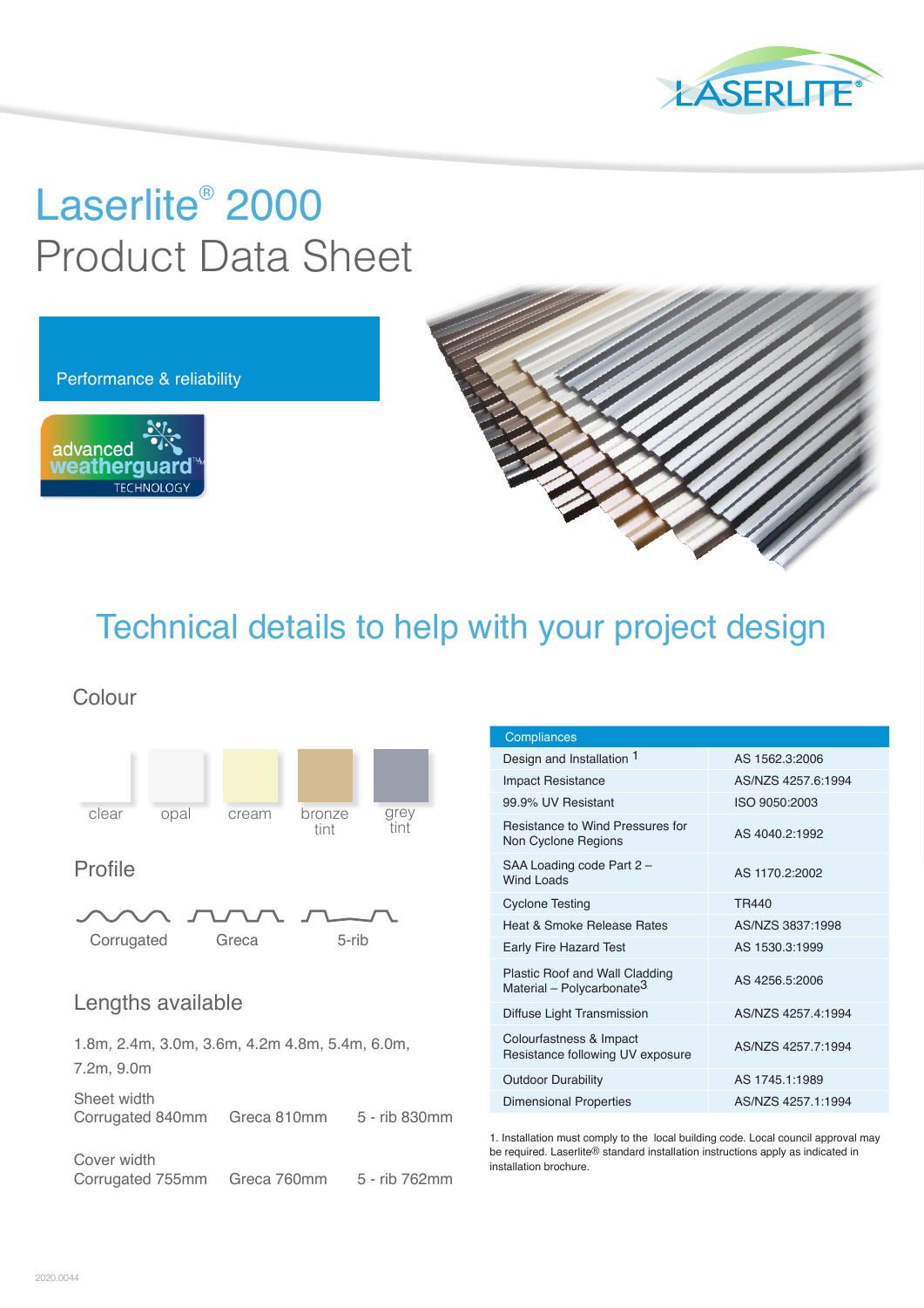# Laserlite® 2000
## Product Data Sheet

Performance & reliability

advanced weatherguard™ TECHNOLOGY

## Technical details to help with your project design

### Colour

clear | opal | cream | bronze tint | grey tint

### Profile

Corrugated | Greca | 5-rib

### Lengths available

1.8m, 2.4m, 3.0m, 3.6m, 4.2m 4.8m, 5.4m, 6.0m, 7.2m, 9.0m

Sheet width
Corrugated 840mm    Greca 810mm    5 - rib 830mm

Cover width
Corrugated 755mm    Greca 760mm    5 - rib 762mm

| Compliances | |
|---|---|
| Design and Installation [1] | AS 1562.3:2006 |
| Impact Resistance | AS/NZS 4257.6:1994 |
| 99.9% UV Resistant | ISO 9050:2003 |
| Resistance to Wind Pressures for Non Cyclone Regions | AS 4040.2:1992 |
| SAA Loading code Part 2 – Wind Loads | AS 1170.2:2002 |
| Cyclone Testing | TR440 |
| Heat & Smoke Release Rates | AS/NZS 3837:1998 |
| Early Fire Hazard Test | AS 1530.3:1999 |
| Plastic Roof and Wall Cladding Material – Polycarbonate[3] | AS 4256.5:2006 |
| Diffuse Light Transmission | AS/NZS 4257.4:1994 |
| Colourfastness & Impact Resistance following UV exposure | AS/NZS 4257.7:1994 |
| Outdoor Durability | AS 1745.1:1989 |
| Dimensional Properties | AS/NZS 4257.1:1994 |

1. Installation must comply to the local building code. Local council approval may be required. Laserlite® standard installation instructions apply as indicated in installation brochure.

2020.0044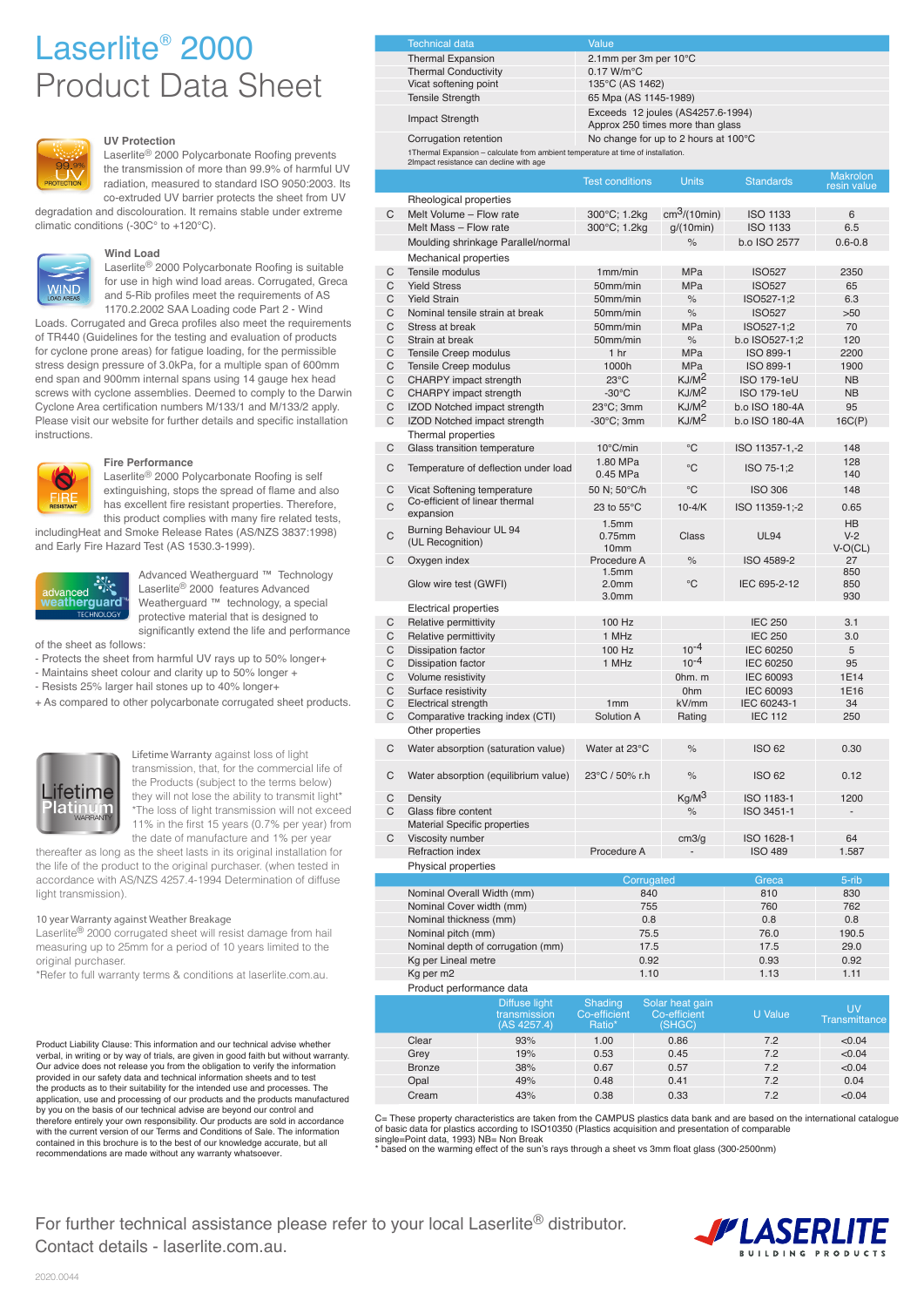# Laserlite® 2000 Product Data Sheet

### UV Protection

Laserlite® 2000 Polycarbonate Roofing prevents the transmission of more than 99.9% of harmful UV radiation, measured to standard ISO 9050:2003. Its co-extruded UV barrier protects the sheet from UV degradation and discolouration. It remains stable under extreme climatic conditions (-30C° to +120°C).

### Wind Load

Laserlite® 2000 Polycarbonate Roofing is suitable for use in high wind load areas. Corrugated, Greca and 5-Rib profiles meet the requirements of AS 1170.2.2002 SAA Loading code Part 2 - Wind Loads. Corrugated and Greca profiles also meet the requirements of TR440 (Guidelines for the testing and evaluation of products for cyclone prone areas) for fatigue loading, for the permissible stress design pressure of 3.0kPa, for a multiple span of 600mm end span and 900mm internal spans using 14 gauge hex head screws with cyclone assemblies. Deemed to comply to the Darwin Cyclone Area certification numbers M/133/1 and M/133/2 apply. Please visit our website for further details and specific installation instructions.

### Fire Performance

Laserlite® 2000 Polycarbonate Roofing is self extinguishing, stops the spread of flame and also has excellent fire resistant properties. Therefore, this product complies with many fire related tests, includingHeat and Smoke Release Rates (AS/NZS 3837:1998) and Early Fire Hazard Test (AS 1530.3-1999).

Advanced Weatherguard ™ Technology Laserlite® 2000 features Advanced Weatherguard ™ technology, a special protective material that is designed to significantly extend the life and performance of the sheet as follows:

- Protects the sheet from harmful UV rays up to 50% longer+
- Maintains sheet colour and clarity up to 50% longer +
- Resists 25% larger hail stones up to 40% longer+

+ As compared to other polycarbonate corrugated sheet products.

Lifetime Warranty against loss of light transmission, that, for the commercial life of the Products (subject to the terms below) they will not lose the ability to transmit light* *The loss of light transmission will not exceed 11% in the first 15 years (0.7% per year) from the date of manufacture and 1% per year thereafter as long as the sheet lasts in its original installation for the life of the product to the original purchaser. (when tested in accordance with AS/NZS 4257.4-1994 Determination of diffuse light transmission).

10 year Warranty against Weather Breakage
Laserlite® 2000 corrugated sheet will resist damage from hail measuring up to 25mm for a period of 10 years limited to the original purchaser.
*Refer to full warranty terms & conditions at laserlite.com.au.

Product Liability Clause: This information and our technical advise whether verbal, in writing or by way of trials, are given in good faith but without warranty. Our advice does not release you from the obligation to verify the information provided in our safety data and technical information sheets and to test the products as to their suitability for the intended use and processes. The application, use and processing of our products and the products manufactured by you on the basis of our technical advice are beyond our control and therefore entirely your own responsibility. Our products are sold in accordance with the current version of our Terms and Conditions of Sale. The information contained in this brochure is to the best of our knowledge accurate, but all recommendations are made without any warranty whatsoever.

| Technical data | Value |
|---|---|
| Thermal Expansion | 2.1mm per 3m per 10°C |
| Thermal Conductivity | 0.17 W/m°C |
| Vicat softening point | 135°C (AS 1462) |
| Tensile Strength | 65 Mpa (AS 1145-1989) |
| Impact Strength | Exceeds 12 joules (AS4257.6-1994) Approx 250 times more than glass |
| Corrugation retention | No change for up to 2 hours at 100°C |

1Thermal Expansion – calculate from ambient temperature at time of installation.
2Impact resistance can decline with age

| | | Test conditions | Units | Standards | Makrolon resin value |
|---|---|---|---|---|---|
| | Rheological properties | | | | |
| C | Melt Volume – Flow rate | 300°C; 1.2kg | $cm^3$/(10min) | ISO 1133 | 6 |
| | Melt Mass – Flow rate | 300°C; 1.2kg | g/(10min) | ISO 1133 | 6.5 |
| | Moulding shrinkage Parallel/normal | | % | b.o ISO 2577 | 0.6-0.8 |
| | Mechanical properties | | | | |
| C | Tensile modulus | 1mm/min | MPa | ISO527 | 2350 |
| C | Yield Stress | 50mm/min | MPa | ISO527 | 65 |
| C | Yield Strain | 50mm/min | % | ISO527-1;2 | 6.3 |
| C | Nominal tensile strain at break | 50mm/min | % | ISO527 | >50 |
| C | Stress at break | 50mm/min | MPa | ISO527-1;2 | 70 |
| C | Strain at break | 50mm/min | % | b.o ISO527-1;2 | 120 |
| C | Tensile Creep modulus | 1 hr | MPa | ISO 899-1 | 2200 |
| C | Tensile Creep modulus | 1000h | MPa | ISO 899-1 | 1900 |
| C | CHARPY impact strength | 23°C | $KJ/M^2$ | ISO 179-1eU | NB |
| C | CHARPY impact strength | -30°C | $KJ/M^2$ | ISO 179-1eU | NB |
| C | IZOD Notched impact strength | 23°C; 3mm | $KJ/M^2$ | b.o ISO 180-4A | 95 |
| C | IZOD Notched impact strength | -30°C; 3mm | $KJ/M^2$ | b.o ISO 180-4A | 16C(P) |
| | Thermal properties | | | | |
| C | Glass transition temperature | 10°C/min | °C | ISO 11357-1,-2 | 148 |
| C | Temperature of deflection under load | 1.80 MPa<br>0.45 MPa | °C | ISO 75-1;2 | 128<br>140 |
| C | Vicat Softening temperature | 50 N; 50°C/h | °C | ISO 306 | 148 |
| C | Co-efficient of linear thermal expansion | 23 to 55°C | 10-4/K | ISO 11359-1;-2 | 0.65 |
| C | Burning Behaviour UL 94 (UL Recognition) | 1.5mm<br>0.75mm<br>10mm | Class | UL94 | HB<br>V-2<br>V-O(CL) |
| C | Oxygen index | Procedure A | % | ISO 4589-2 | 27 |
| | Glow wire test (GWFI) | 1.5mm<br>2.0mm<br>3.0mm | °C | IEC 695-2-12 | 850<br>850<br>930 |
| | Electrical properties | | | | |
| C | Relative permittivity | 100 Hz | | IEC 250 | 3.1 |
| C | Relative permittivity | 1 MHz | | IEC 250 | 3.0 |
| C | Dissipation factor | 100 Hz | $10^{-4}$ | IEC 60250 | 5 |
| C | Dissipation factor | 1 MHz | $10^{-4}$ | IEC 60250 | 95 |
| C | Volume resistivity | | 0hm. m | IEC 60093 | 1E14 |
| C | Surface resistivity | | 0hm | IEC 60093 | 1E16 |
| C | Electrical strength | 1mm | kV/mm | IEC 60243-1 | 34 |
| C | Comparative tracking index (CTI) | Solution A | Rating | IEC 112 | 250 |
| | Other properties | | | | |
| C | Water absorption (saturation value) | Water at 23°C | % | ISO 62 | 0.30 |
| C | Water absorption (equilibrium value) | 23°C / 50% r.h | % | ISO 62 | 0.12 |
| C | Density | | $Kg/M^3$ | ISO 1183-1 | 1200 |
| C | Glass fibre content | | % | ISO 3451-1 | - |
| | Material Specific properties | | | | |
| C | Viscosity number | | cm3/g | ISO 1628-1 | 64 |
| | Refraction index | Procedure A | - | ISO 489 | 1.587 |

Physical properties

| | Corrugated | Greca | 5-rib |
|---|---|---|---|
| Nominal Overall Width (mm) | 840 | 810 | 830 |
| Nominal Cover width (mm) | 755 | 760 | 762 |
| Nominal thickness (mm) | 0.8 | 0.8 | 0.8 |
| Nominal pitch (mm) | 75.5 | 76.0 | 190.5 |
| Nominal depth of corrugation (mm) | 17.5 | 17.5 | 29.0 |
| Kg per Lineal metre | 0.92 | 0.93 | 0.92 |
| Kg per m2 | 1.10 | 1.13 | 1.11 |

Product performance data

| | Diffuse light transmission (AS 4257.4) | Shading Co-efficient Ratio* | Solar heat gain Co-efficient (SHGC) | U Value | UV Transmittance |
|---|---|---|---|---|---|
| Clear | 93% | 1.00 | 0.86 | 7.2 | <0.04 |
| Grey | 19% | 0.53 | 0.45 | 7.2 | <0.04 |
| Bronze | 38% | 0.67 | 0.57 | 7.2 | <0.04 |
| Opal | 49% | 0.48 | 0.41 | 7.2 | 0.04 |
| Cream | 43% | 0.38 | 0.33 | 7.2 | <0.04 |

C= These property characteristics are taken from the CAMPUS plastics data bank and are based on the international catalogue of basic data for plastics according to ISO10350 (Plastics acquisition and presentation of comparable single=Point data, 1993) NB= Non Break
* based on the warming effect of the sun's rays through a sheet vs 3mm float glass (300-2500nm)

For further technical assistance please refer to your local Laserlite® distributor.
Contact details - laserlite.com.au.

LASERLITE BUILDING PRODUCTS

2020.0044